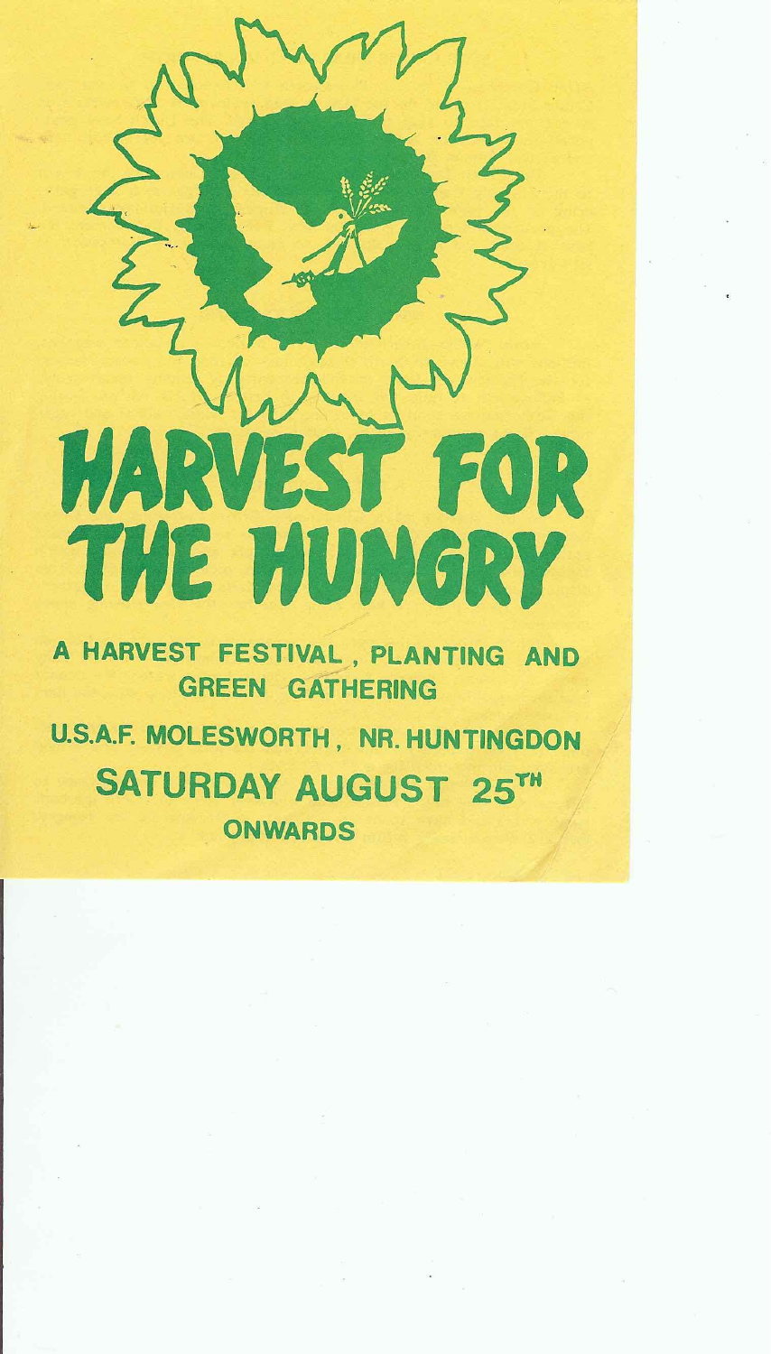# HARVEST FOR THE HUNGRY

**A HARVEST FESTIVAL, PLANTING AND GREEN GATHERING**

**U.S.A.F. MOLESWORTH, NR. HUNTINGDON**

**SATURDAY AUGUST 25TH**

**ONWARDS**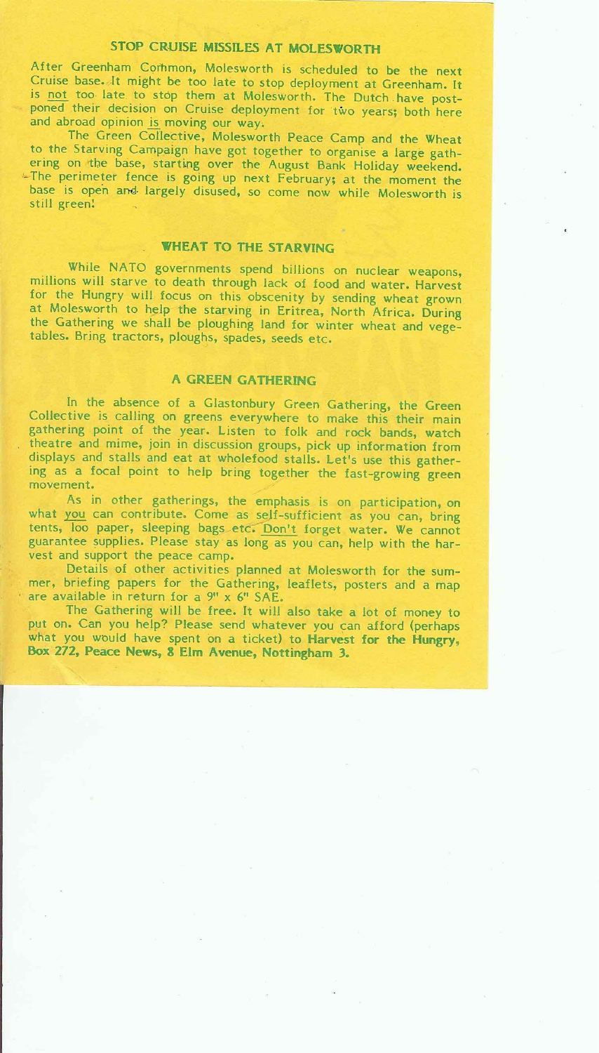## STOP CRUISE MISSILES AT MOLESWORTH

After Greenham Common, Molesworth is scheduled to be the next Cruise base. It might be too late to stop deployment at Greenham. It is not too late to stop them at Molesworth. The Dutch have postponed their decision on Cruise deployment for two years; both here and abroad opinion is moving our way.

The Green Collective, Molesworth Peace Camp and the Wheat to the Starving Campaign have got together to organise a large gathering on the base, starting over the August Bank Holiday weekend. The perimeter fence is going up next February; at the moment the base is open and largely disused, so come now while Molesworth is still green!

## WHEAT TO THE STARVING

While NATO governments spend billions on nuclear weapons, millions will starve to death through lack of food and water. Harvest for the Hungry will focus on this obscenity by sending wheat grown at Molesworth to help the starving in Eritrea, North Africa. During the Gathering we shall be ploughing land for winter wheat and vegetables. Bring tractors, ploughs, spades, seeds etc.

## A GREEN GATHERING

In the absence of a Glastonbury Green Gathering, the Green Collective is calling on greens everywhere to make this their main gathering point of the year. Listen to folk and rock bands, watch theatre and mime, join in discussion groups, pick up information from displays and stalls and eat at wholefood stalls. Let's use this gathering as a focal point to help bring together the fast-growing green movement.

As in other gatherings, the emphasis is on participation, on what you can contribute. Come as self-sufficient as you can, bring tents, loo paper, sleeping bags etc. Don't forget water. We cannot guarantee supplies. Please stay as long as you can, help with the harvest and support the peace camp.

Details of other activities planned at Molesworth for the summer, briefing papers for the Gathering, leaflets, posters and a map are available in return for a 9" x 6" SAE.

The Gathering will be free. It will also take a lot of money to put on. Can you help? Please send whatever you can afford (perhaps what you would have spent on a ticket) to **Harvest for the Hungry, Box 272, Peace News, 8 Elm Avenue, Nottingham 3.**